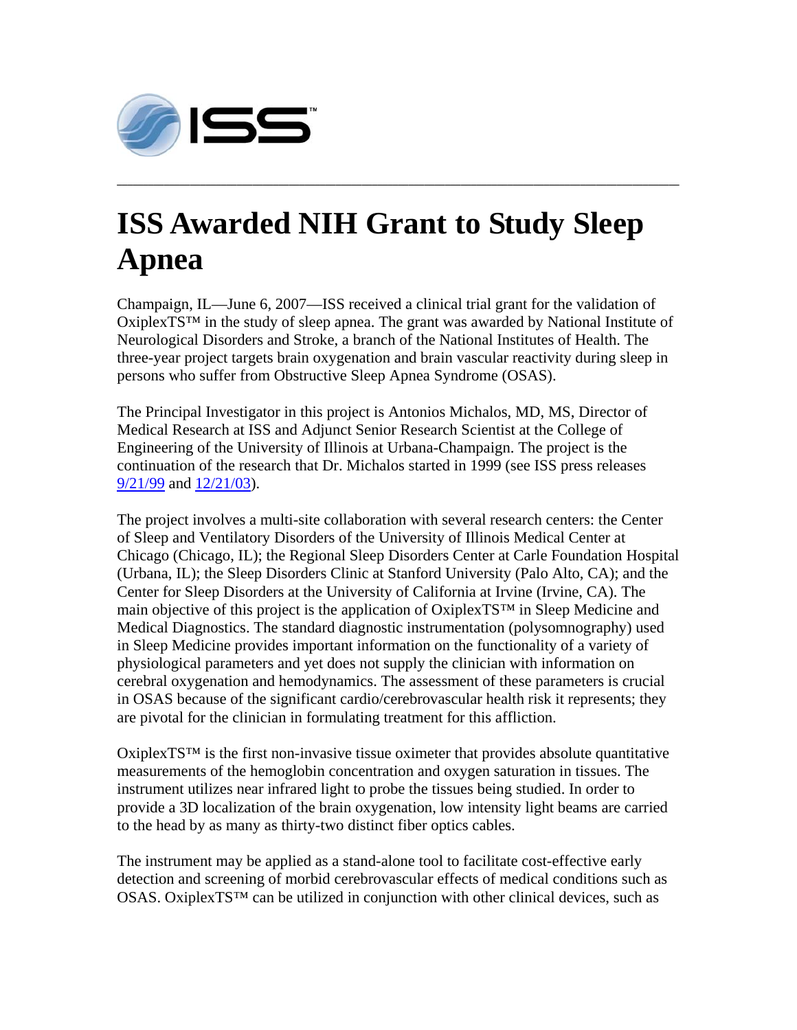ISS™

---

# ISS Awarded NIH Grant to Study Sleep Apnea

Champaign, IL—June 6, 2007—ISS received a clinical trial grant for the validation of OxiplexTS™ in the study of sleep apnea. The grant was awarded by National Institute of Neurological Disorders and Stroke, a branch of the National Institutes of Health. The three-year project targets brain oxygenation and brain vascular reactivity during sleep in persons who suffer from Obstructive Sleep Apnea Syndrome (OSAS).

The Principal Investigator in this project is Antonios Michalos, MD, MS, Director of Medical Research at ISS and Adjunct Senior Research Scientist at the College of Engineering of the University of Illinois at Urbana-Champaign. The project is the continuation of the research that Dr. Michalos started in 1999 (see ISS press releases 9/21/99 and 12/21/03).

The project involves a multi-site collaboration with several research centers: the Center of Sleep and Ventilatory Disorders of the University of Illinois Medical Center at Chicago (Chicago, IL); the Regional Sleep Disorders Center at Carle Foundation Hospital (Urbana, IL); the Sleep Disorders Clinic at Stanford University (Palo Alto, CA); and the Center for Sleep Disorders at the University of California at Irvine (Irvine, CA). The main objective of this project is the application of OxiplexTS™ in Sleep Medicine and Medical Diagnostics. The standard diagnostic instrumentation (polysomnography) used in Sleep Medicine provides important information on the functionality of a variety of physiological parameters and yet does not supply the clinician with information on cerebral oxygenation and hemodynamics. The assessment of these parameters is crucial in OSAS because of the significant cardio/cerebrovascular health risk it represents; they are pivotal for the clinician in formulating treatment for this affliction.

OxiplexTS™ is the first non-invasive tissue oximeter that provides absolute quantitative measurements of the hemoglobin concentration and oxygen saturation in tissues. The instrument utilizes near infrared light to probe the tissues being studied. In order to provide a 3D localization of the brain oxygenation, low intensity light beams are carried to the head by as many as thirty-two distinct fiber optics cables.

The instrument may be applied as a stand-alone tool to facilitate cost-effective early detection and screening of morbid cerebrovascular effects of medical conditions such as OSAS. OxiplexTS™ can be utilized in conjunction with other clinical devices, such as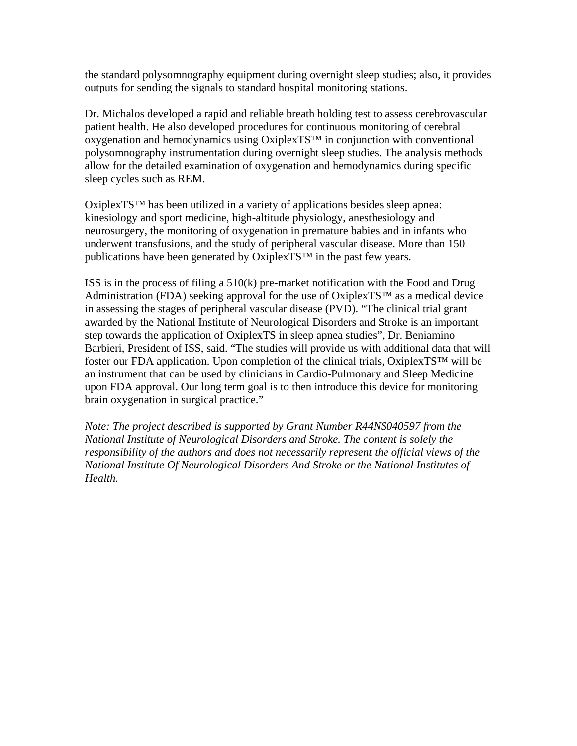the standard polysomnography equipment during overnight sleep studies; also, it provides outputs for sending the signals to standard hospital monitoring stations.

Dr. Michalos developed a rapid and reliable breath holding test to assess cerebrovascular patient health. He also developed procedures for continuous monitoring of cerebral oxygenation and hemodynamics using OxiplexTS™ in conjunction with conventional polysomnography instrumentation during overnight sleep studies. The analysis methods allow for the detailed examination of oxygenation and hemodynamics during specific sleep cycles such as REM.

OxiplexTS™ has been utilized in a variety of applications besides sleep apnea: kinesiology and sport medicine, high-altitude physiology, anesthesiology and neurosurgery, the monitoring of oxygenation in premature babies and in infants who underwent transfusions, and the study of peripheral vascular disease. More than 150 publications have been generated by OxiplexTS™ in the past few years.

ISS is in the process of filing a 510(k) pre-market notification with the Food and Drug Administration (FDA) seeking approval for the use of OxiplexTS™ as a medical device in assessing the stages of peripheral vascular disease (PVD). "The clinical trial grant awarded by the National Institute of Neurological Disorders and Stroke is an important step towards the application of OxiplexTS in sleep apnea studies", Dr. Beniamino Barbieri, President of ISS, said. "The studies will provide us with additional data that will foster our FDA application. Upon completion of the clinical trials, OxiplexTS™ will be an instrument that can be used by clinicians in Cardio-Pulmonary and Sleep Medicine upon FDA approval. Our long term goal is to then introduce this device for monitoring brain oxygenation in surgical practice."

*Note: The project described is supported by Grant Number R44NS040597 from the National Institute of Neurological Disorders and Stroke. The content is solely the responsibility of the authors and does not necessarily represent the official views of the National Institute Of Neurological Disorders And Stroke or the National Institutes of Health.*